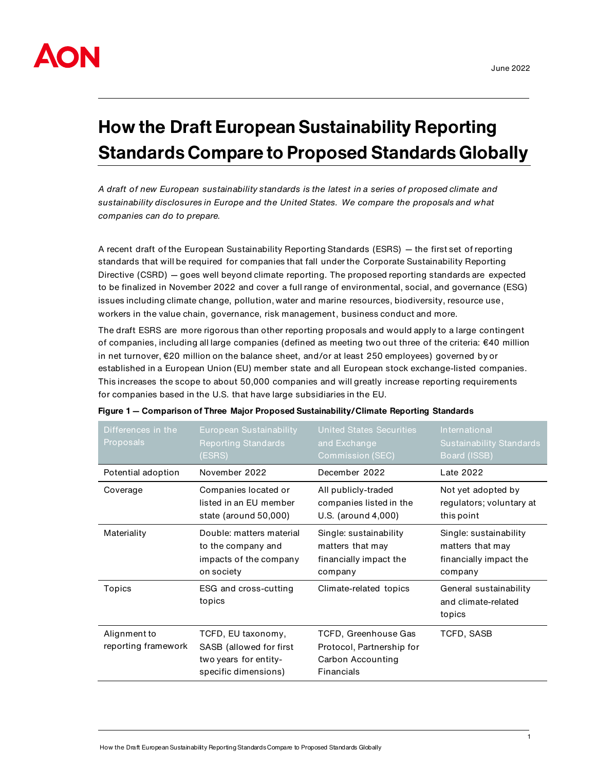June 2022

# How the Draft European Sustainability Reporting Standards Compare to Proposed Standards Globally

*A draft of new European sustainability standards is the latest in a series of proposed climate and sustainability disclosures in Europe and the United States. We compare the proposals and what companies can do to prepare.*

A recent draft of the European Sustainability Reporting Standards (ESRS) — the first set of reporting standards that will be required for companies that fall under the Corporate Sustainability Reporting Directive (CSRD) — goes well beyond climate reporting. The proposed reporting standards are expected to be finalized in November 2022 and cover a full range of environmental, social, and governance (ESG) issues including climate change, pollution, water and marine resources, biodiversity, resource use, workers in the value chain, governance, risk management, business conduct and more.

The draft ESRS are more rigorous than other reporting proposals and would apply to a large contingent of companies, including all large companies (defined as meeting two out three of the criteria: €40 million in net turnover, €20 million on the balance sheet, and/or at least 250 employees) governed by or established in a European Union (EU) member state and all European stock exchange-listed companies. This increases the scope to about 50,000 companies and will greatly increase reporting requirements for companies based in the U.S. that have large subsidiaries in the EU.

**Figure 1 — Comparison of Three Major Proposed Sustainability/Climate Reporting Standards**

| Differences in the Proposals | European Sustainability Reporting Standards (ESRS) | United States Securities and Exchange Commission (SEC) | International Sustainability Standards Board (ISSB) |
|---|---|---|---|
| Potential adoption | November 2022 | December 2022 | Late 2022 |
| Coverage | Companies located or listed in an EU member state (around 50,000) | All publicly-traded companies listed in the U.S. (around 4,000) | Not yet adopted by regulators; voluntary at this point |
| Materiality | Double: matters material to the company and impacts of the company on society | Single: sustainability matters that may financially impact the company | Single: sustainability matters that may financially impact the company |
| Topics | ESG and cross-cutting topics | Climate-related topics | General sustainability and climate-related topics |
| Alignment to reporting framework | TCFD, EU taxonomy, SASB (allowed for first two years for entity-specific dimensions) | TCFD, Greenhouse Gas Protocol, Partnership for Carbon Accounting Financials | TCFD, SASB |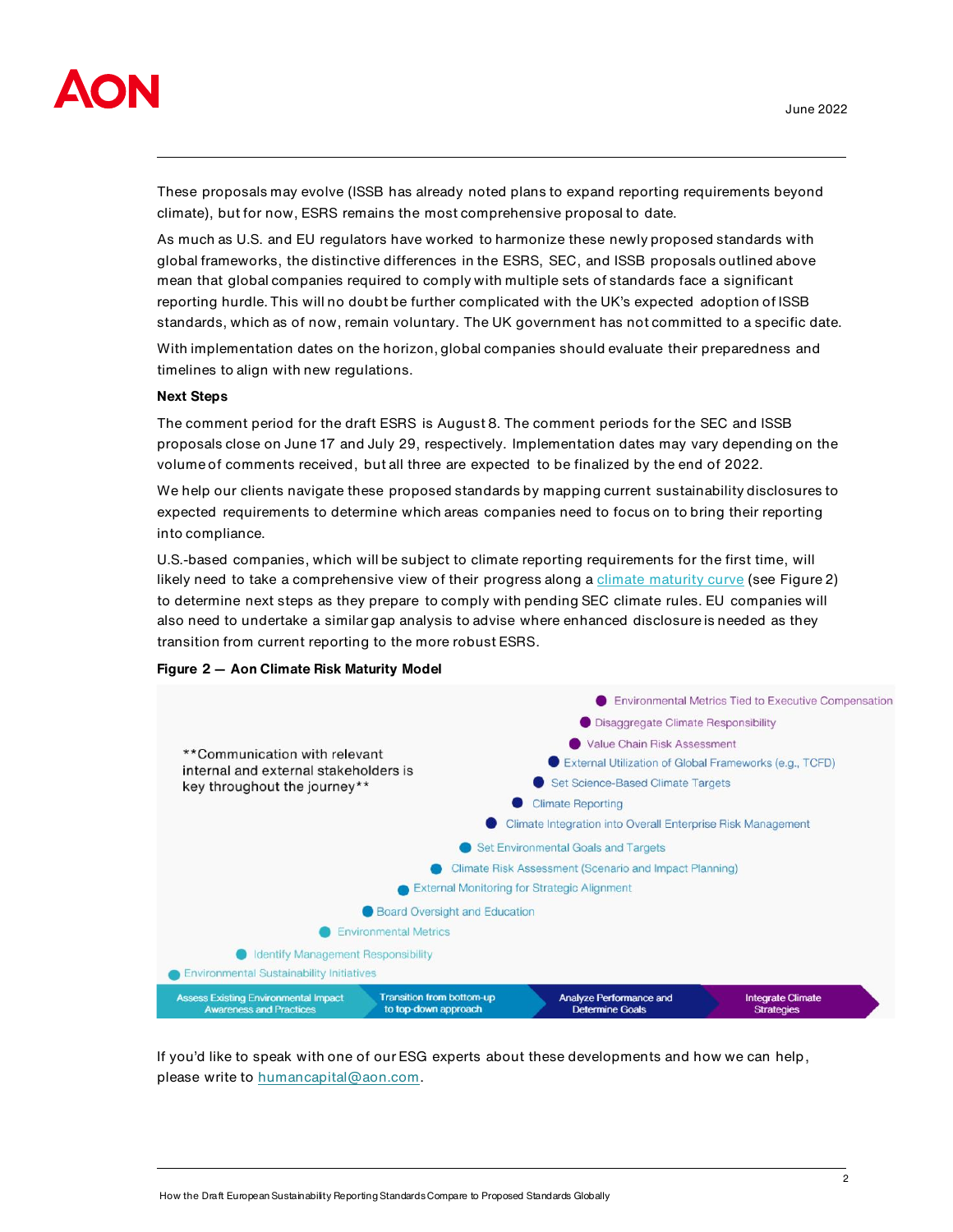These proposals may evolve (ISSB has already noted plans to expand reporting requirements beyond climate), but for now, ESRS remains the most comprehensive proposal to date.

As much as U.S. and EU regulators have worked to harmonize these newly proposed standards with global frameworks, the distinctive differences in the ESRS, SEC, and ISSB proposals outlined above mean that global companies required to comply with multiple sets of standards face a significant reporting hurdle. This will no doubt be further complicated with the UK's expected adoption of ISSB standards, which as of now, remain voluntary. The UK government has not committed to a specific date.

With implementation dates on the horizon, global companies should evaluate their preparedness and timelines to align with new regulations.

**Next Steps**

The comment period for the draft ESRS is August 8. The comment periods for the SEC and ISSB proposals close on June 17 and July 29, respectively. Implementation dates may vary depending on the volume of comments received, but all three are expected to be finalized by the end of 2022.

We help our clients navigate these proposed standards by mapping current sustainability disclosures to expected requirements to determine which areas companies need to focus on to bring their reporting into compliance.

U.S.-based companies, which will be subject to climate reporting requirements for the first time, will likely need to take a comprehensive view of their progress along a climate maturity curve (see Figure 2) to determine next steps as they prepare to comply with pending SEC climate rules. EU companies will also need to undertake a similar gap analysis to advise where enhanced disclosure is needed as they transition from current reporting to the more robust ESRS.

**Figure 2 — Aon Climate Risk Maturity Model**

**Communication with relevant internal and external stakeholders is key throughout the journey**

- Environmental Metrics Tied to Executive Compensation
- Disaggregate Climate Responsibility
- Value Chain Risk Assessment
- External Utilization of Global Frameworks (e.g., TCFD)
- Set Science-Based Climate Targets
- Climate Reporting
- Climate Integration into Overall Enterprise Risk Management
- Set Environmental Goals and Targets
- Climate Risk Assessment (Scenario and Impact Planning)
- External Monitoring for Strategic Alignment
- Board Oversight and Education
- Environmental Metrics
- Identify Management Responsibility
- Environmental Sustainability Initiatives

Assess Existing Environmental Impact Awareness and Practices → Transition from bottom-up to top-down approach → Analyze Performance and Determine Goals → Integrate Climate Strategies

If you'd like to speak with one of our ESG experts about these developments and how we can help, please write to humancapital@aon.com.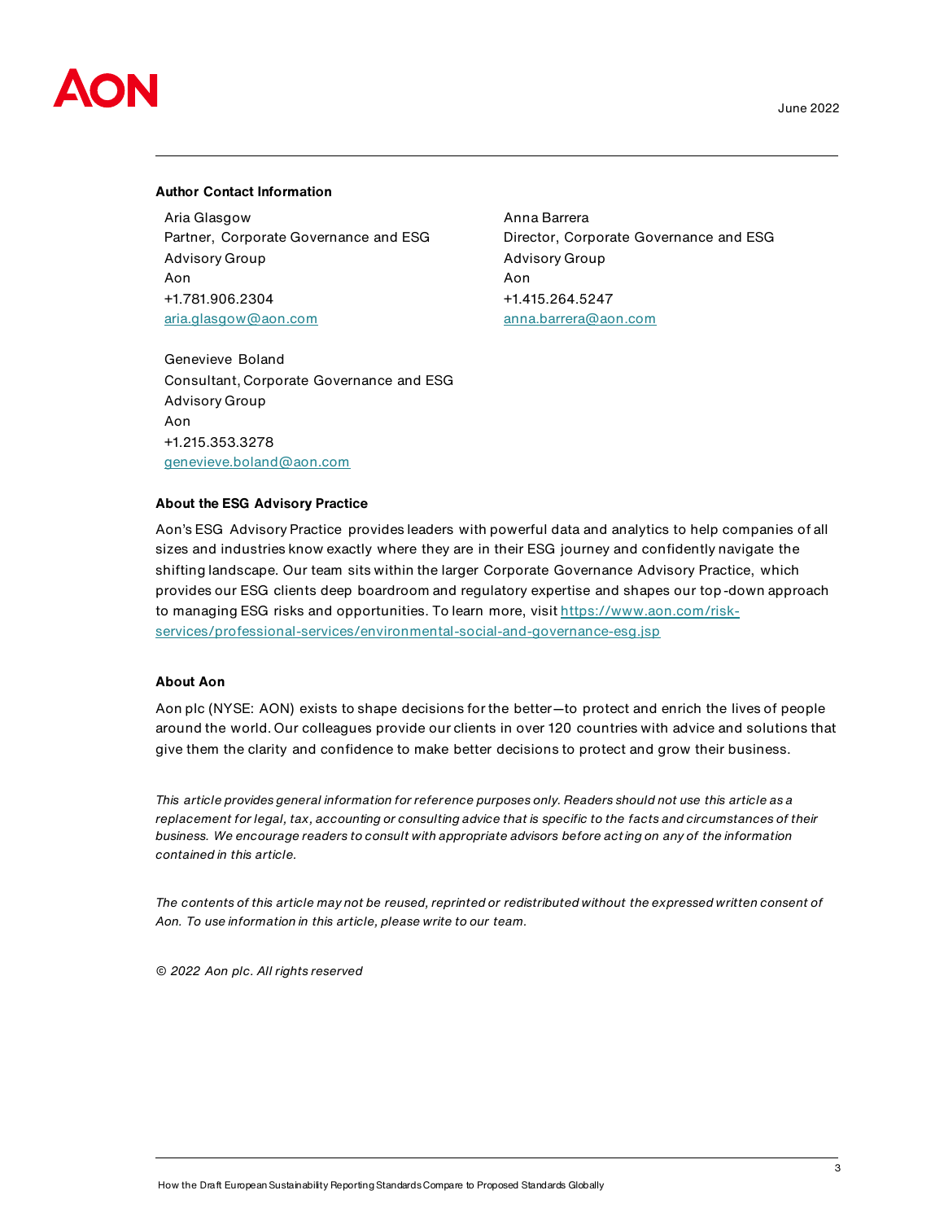June 2022

**Author Contact Information**

Aria Glasgow
Partner, Corporate Governance and ESG Advisory Group
Aon
+1.781.906.2304
aria.glasgow@aon.com

Anna Barrera
Director, Corporate Governance and ESG Advisory Group
Aon
+1.415.264.5247
anna.barrera@aon.com

Genevieve Boland
Consultant, Corporate Governance and ESG Advisory Group
Aon
+1.215.353.3278
genevieve.boland@aon.com

**About the ESG Advisory Practice**

Aon's ESG Advisory Practice provides leaders with powerful data and analytics to help companies of all sizes and industries know exactly where they are in their ESG journey and confidently navigate the shifting landscape. Our team sits within the larger Corporate Governance Advisory Practice, which provides our ESG clients deep boardroom and regulatory expertise and shapes our top-down approach to managing ESG risks and opportunities. To learn more, visit https://www.aon.com/risk-services/professional-services/environmental-social-and-governance-esg.jsp

**About Aon**

Aon plc (NYSE: AON) exists to shape decisions for the better—to protect and enrich the lives of people around the world. Our colleagues provide our clients in over 120 countries with advice and solutions that give them the clarity and confidence to make better decisions to protect and grow their business.

*This article provides general information for reference purposes only. Readers should not use this article as a replacement for legal, tax, accounting or consulting advice that is specific to the facts and circumstances of their business. We encourage readers to consult with appropriate advisors before acting on any of the information contained in this article.*

*The contents of this article may not be reused, reprinted or redistributed without the expressed written consent of Aon. To use information in this article, please write to our team.*

*© 2022 Aon plc. All rights reserved*